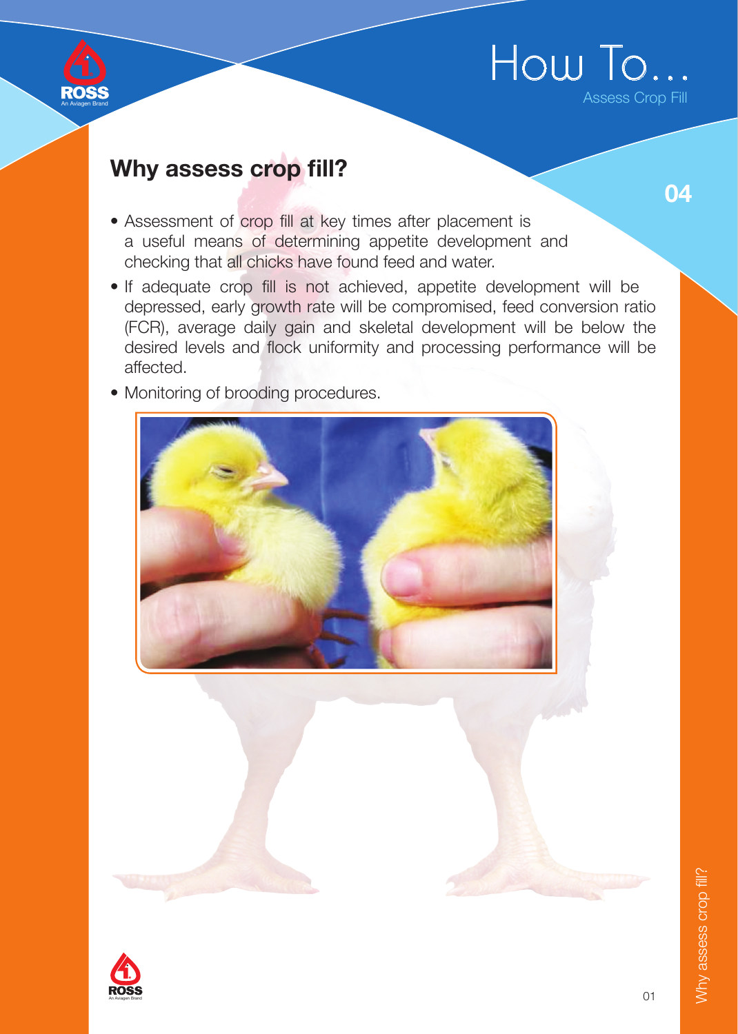# How To...

Assess Crop Fill

04

## Why assess crop fill?

- Assessment of crop fill at key times after placement is a useful means of determining appetite development and checking that all chicks have found feed and water.
- If adequate crop fill is not achieved, appetite development will be depressed, early growth rate will be compromised, feed conversion ratio (FCR), average daily gain and skeletal development will be below the desired levels and flock uniformity and processing performance will be affected.
- Monitoring of brooding procedures.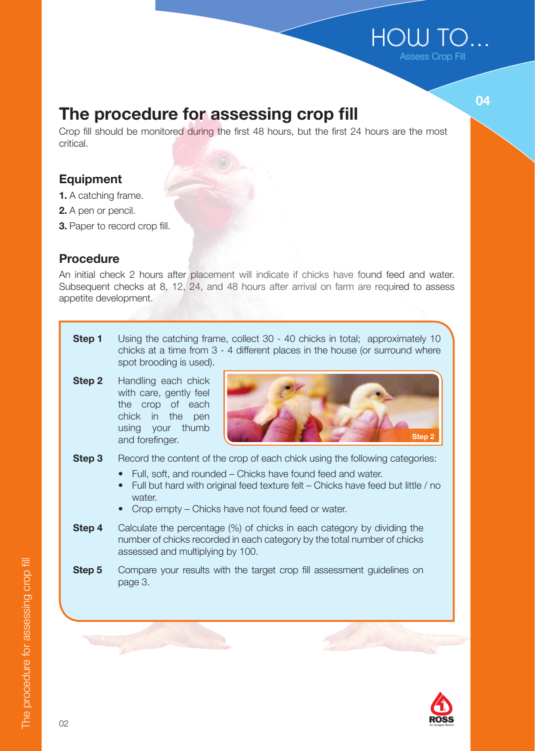# The procedure for assessing crop fill

Crop fill should be monitored during the first 48 hours, but the first 24 hours are the most critical.

## Equipment

1. A catching frame.
2. A pen or pencil.
3. Paper to record crop fill.

## Procedure

An initial check 2 hours after placement will indicate if chicks have found feed and water. Subsequent checks at 8, 12, 24, and 48 hours after arrival on farm are required to assess appetite development.

**Step 1** Using the catching frame, collect 30 - 40 chicks in total; approximately 10 chicks at a time from 3 - 4 different places in the house (or surround where spot brooding is used).

**Step 2** Handling each chick with care, gently feel the crop of each chick in the pen using your thumb and forefinger.

Step 2

**Step 3** Record the content of the crop of each chick using the following categories:

- Full, soft, and rounded – Chicks have found feed and water.
- Full but hard with original feed texture felt – Chicks have feed but little / no water.
- Crop empty – Chicks have not found feed or water.

**Step 4** Calculate the percentage (%) of chicks in each category by dividing the number of chicks recorded in each category by the total number of chicks assessed and multiplying by 100.

**Step 5** Compare your results with the target crop fill assessment guidelines on page 3.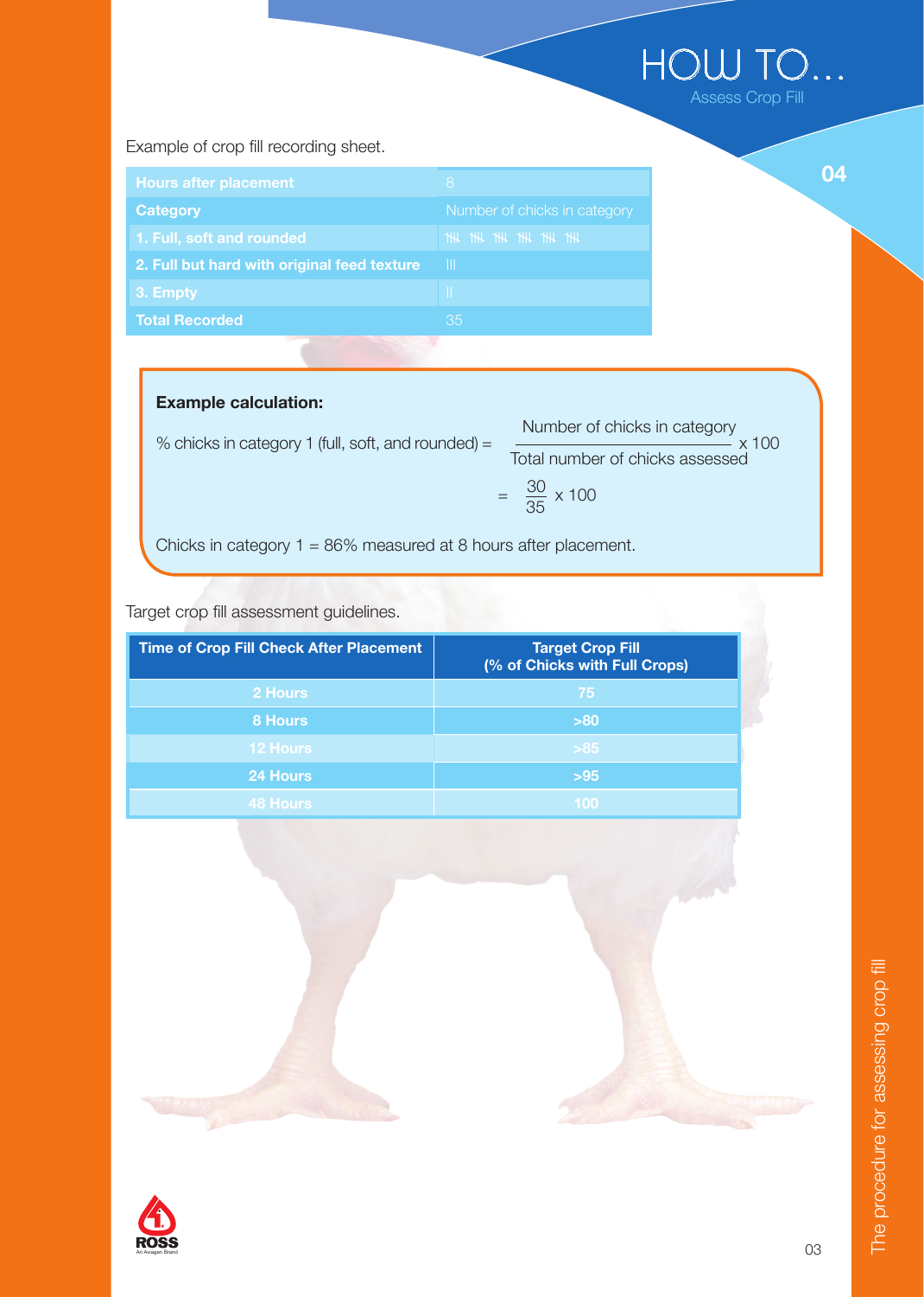# HOW TO...

Assess Crop Fill

04

Example of crop fill recording sheet.

| Hours after placement | 8 |
|---|---|
| **Category** | Number of chicks in category |
| **1. Full, soft and rounded** | 𝍸 𝍸 𝍸 𝍸 𝍸 𝍸 |
| **2. Full but hard with original feed texture** | III |
| **3. Empty** | II |
| **Total Recorded** | 35 |

**Example calculation:**

$$\% \text{ chicks in category 1 (full, soft, and rounded)} = \frac{\text{Number of chicks in category}}{\text{Total number of chicks assessed}} \times 100$$

$$= \frac{30}{35} \times 100$$

Chicks in category 1 = 86% measured at 8 hours after placement.

Target crop fill assessment guidelines.

| Time of Crop Fill Check After Placement | Target Crop Fill (% of Chicks with Full Crops) |
|---|---|
| 2 Hours | 75 |
| 8 Hours | >80 |
| 12 Hours | >85 |
| 24 Hours | >95 |
| 48 Hours | 100 |

The procedure for assessing crop fill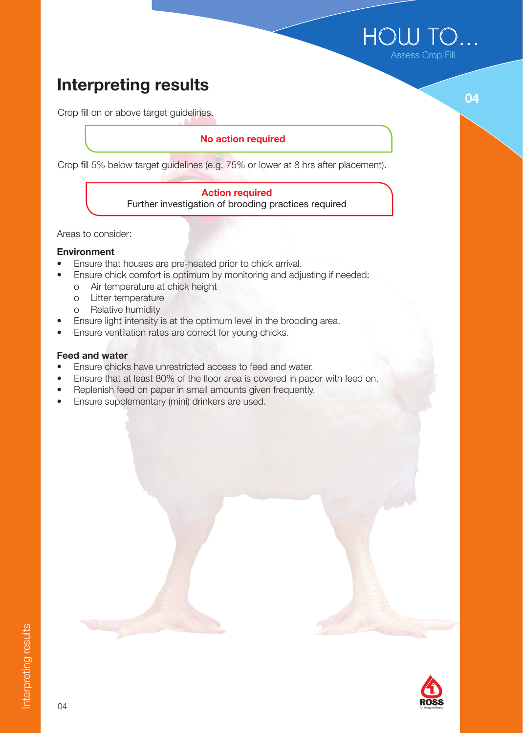# Interpreting results

Crop fill on or above target guidelines.

**No action required**

Crop fill 5% below target guidelines (e.g. 75% or lower at 8 hrs after placement).

**Action required**
Further investigation of brooding practices required

Areas to consider:

**Environment**

- Ensure that houses are pre-heated prior to chick arrival.
- Ensure chick comfort is optimum by monitoring and adjusting if needed:
  - Air temperature at chick height
  - Litter temperature
  - Relative humidity
- Ensure light intensity is at the optimum level in the brooding area.
- Ensure ventilation rates are correct for young chicks.

**Feed and water**

- Ensure chicks have unrestricted access to feed and water.
- Ensure that at least 80% of the floor area is covered in paper with feed on.
- Replenish feed on paper in small amounts given frequently.
- Ensure supplementary (mini) drinkers are used.